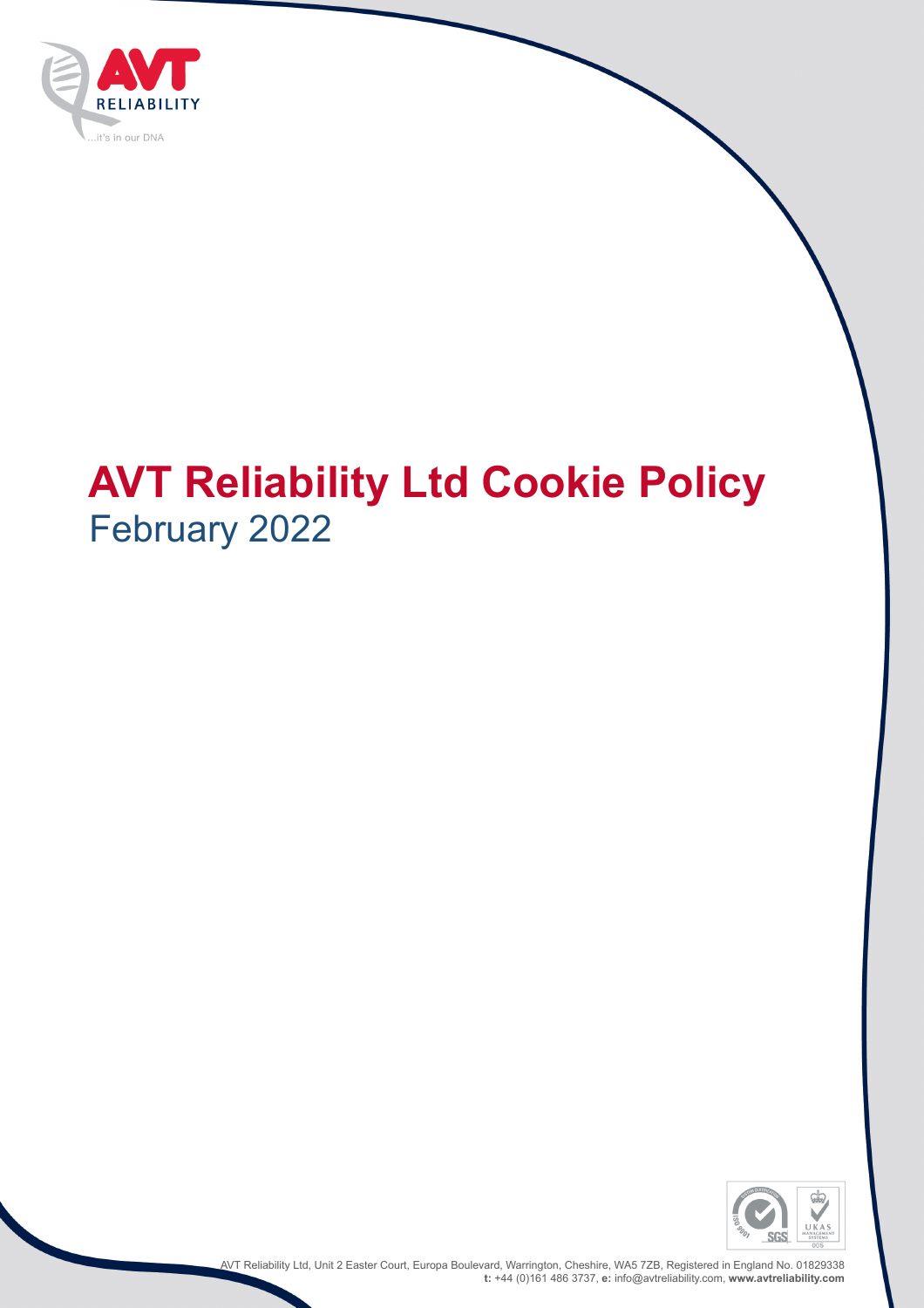# AVT Reliability Ltd Cookie Policy

February 2022

AVT Reliability Ltd, Unit 2 Easter Court, Europa Boulevard, Warrington, Cheshire, WA5 7ZB, Registered in England No. 01829338
**t:** +44 (0)161 486 3737, **e:** info@avtreliability.com, **www.avtreliability.com**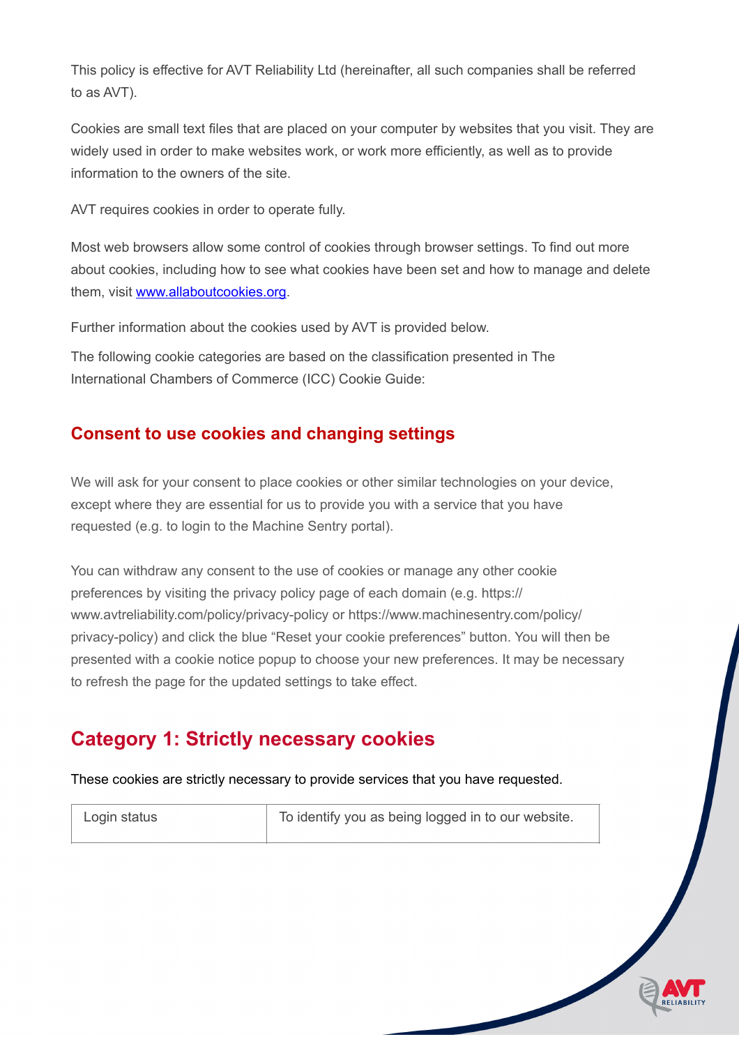This policy is effective for AVT Reliability Ltd (hereinafter, all such companies shall be referred to as AVT).

Cookies are small text files that are placed on your computer by websites that you visit. They are widely used in order to make websites work, or work more efficiently, as well as to provide information to the owners of the site.

AVT requires cookies in order to operate fully.

Most web browsers allow some control of cookies through browser settings. To find out more about cookies, including how to see what cookies have been set and how to manage and delete them, visit [www.allaboutcookies.org](http://www.allaboutcookies.org).

Further information about the cookies used by AVT is provided below.

The following cookie categories are based on the classification presented in The International Chambers of Commerce (ICC) Cookie Guide:

## Consent to use cookies and changing settings

We will ask for your consent to place cookies or other similar technologies on your device, except where they are essential for us to provide you with a service that you have requested (e.g. to login to the Machine Sentry portal).

You can withdraw any consent to the use of cookies or manage any other cookie preferences by visiting the privacy policy page of each domain (e.g. https://www.avtreliability.com/policy/privacy-policy or https://www.machinesentry.com/policy/privacy-policy) and click the blue "Reset your cookie preferences" button. You will then be presented with a cookie notice popup to choose your new preferences. It may be necessary to refresh the page for the updated settings to take effect.

## Category 1: Strictly necessary cookies

These cookies are strictly necessary to provide services that you have requested.

| | |
|---|---|
| Login status | To identify you as being logged in to our website. |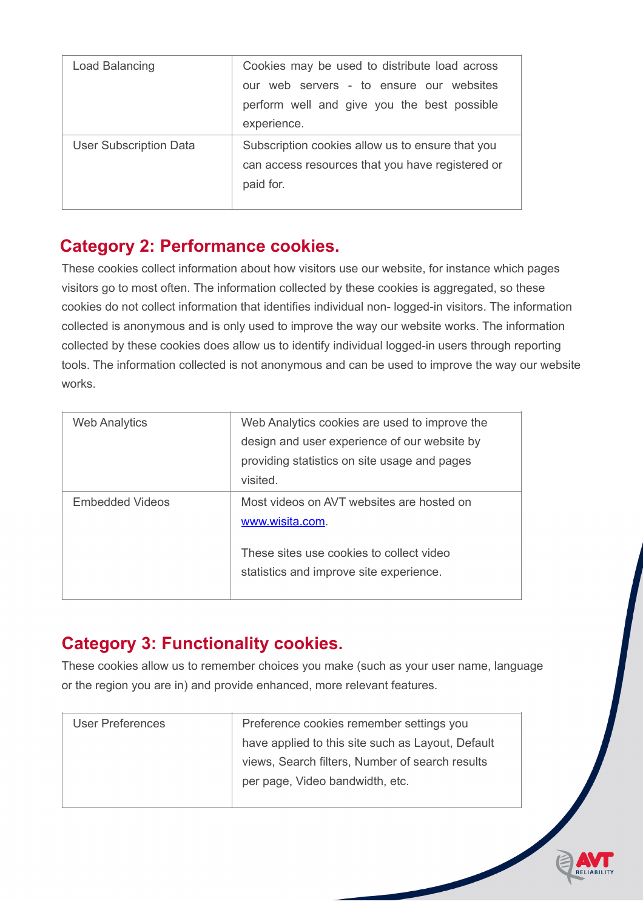| | |
|---|---|
| Load Balancing | Cookies may be used to distribute load across our web servers - to ensure our websites perform well and give you the best possible experience. |
| User Subscription Data | Subscription cookies allow us to ensure that you can access resources that you have registered or paid for. |

## Category 2: Performance cookies.

These cookies collect information about how visitors use our website, for instance which pages visitors go to most often. The information collected by these cookies is aggregated, so these cookies do not collect information that identifies individual non- logged-in visitors. The information collected is anonymous and is only used to improve the way our website works. The information collected by these cookies does allow us to identify individual logged-in users through reporting tools. The information collected is not anonymous and can be used to improve the way our website works.

| | |
|---|---|
| Web Analytics | Web Analytics cookies are used to improve the design and user experience of our website by providing statistics on site usage and pages visited. |
| Embedded Videos | Most videos on AVT websites are hosted on [www.wisita.com](http://www.wisita.com). These sites use cookies to collect video statistics and improve site experience. |

## Category 3: Functionality cookies.

These cookies allow us to remember choices you make (such as your user name, language or the region you are in) and provide enhanced, more relevant features.

| | |
|---|---|
| User Preferences | Preference cookies remember settings you have applied to this site such as Layout, Default views, Search filters, Number of search results per page, Video bandwidth, etc. |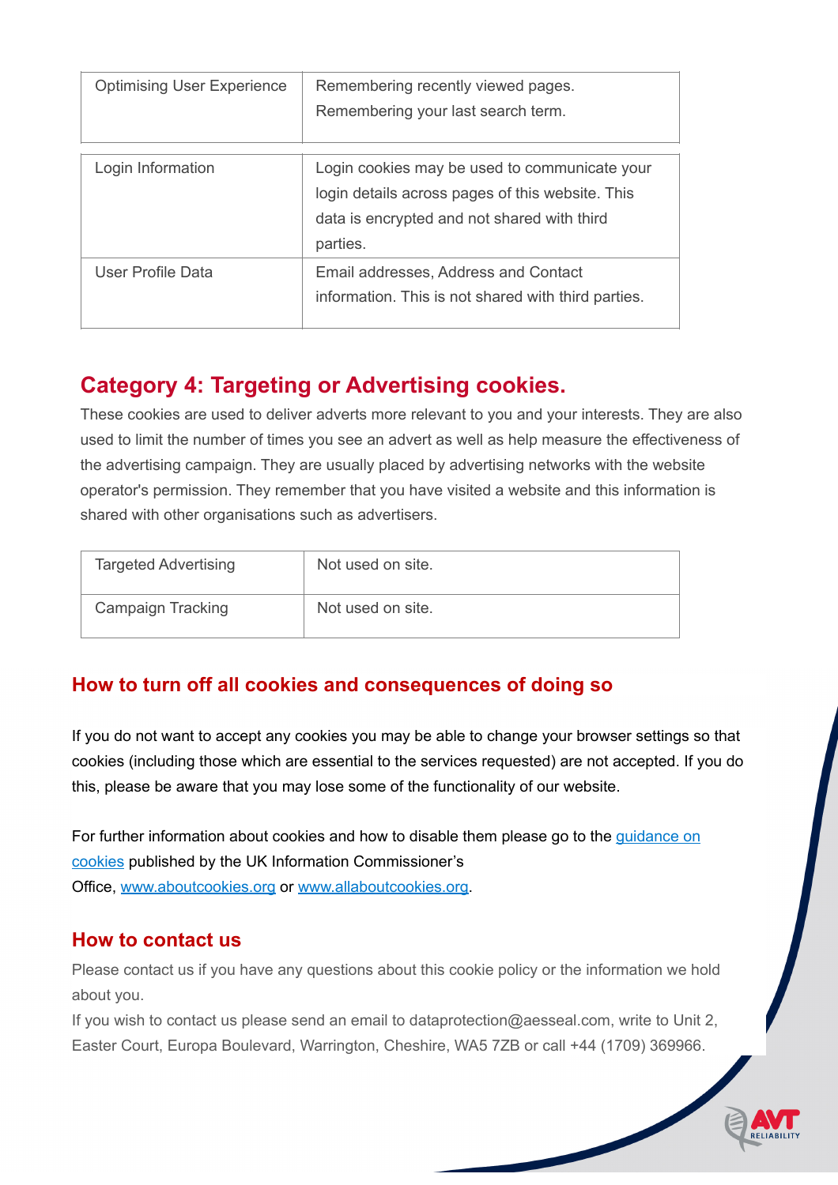| | |
|---|---|
| Optimising User Experience | Remembering recently viewed pages.<br>Remembering your last search term. |

| | |
|---|---|
| Login Information | Login cookies may be used to communicate your login details across pages of this website. This data is encrypted and not shared with third parties. |
| User Profile Data | Email addresses, Address and Contact information. This is not shared with third parties. |

## Category 4: Targeting or Advertising cookies.

These cookies are used to deliver adverts more relevant to you and your interests. They are also used to limit the number of times you see an advert as well as help measure the effectiveness of the advertising campaign. They are usually placed by advertising networks with the website operator's permission. They remember that you have visited a website and this information is shared with other organisations such as advertisers.

| | |
|---|---|
| Targeted Advertising | Not used on site. |
| Campaign Tracking | Not used on site. |

### How to turn off all cookies and consequences of doing so

If you do not want to accept any cookies you may be able to change your browser settings so that cookies (including those which are essential to the services requested) are not accepted. If you do this, please be aware that you may lose some of the functionality of our website.

For further information about cookies and how to disable them please go to the guidance on cookies published by the UK Information Commissioner's Office, www.aboutcookies.org or www.allaboutcookies.org.

### How to contact us

Please contact us if you have any questions about this cookie policy or the information we hold about you.

If you wish to contact us please send an email to dataprotection@aesseal.com, write to Unit 2, Easter Court, Europa Boulevard, Warrington, Cheshire, WA5 7ZB or call +44 (1709) 369966.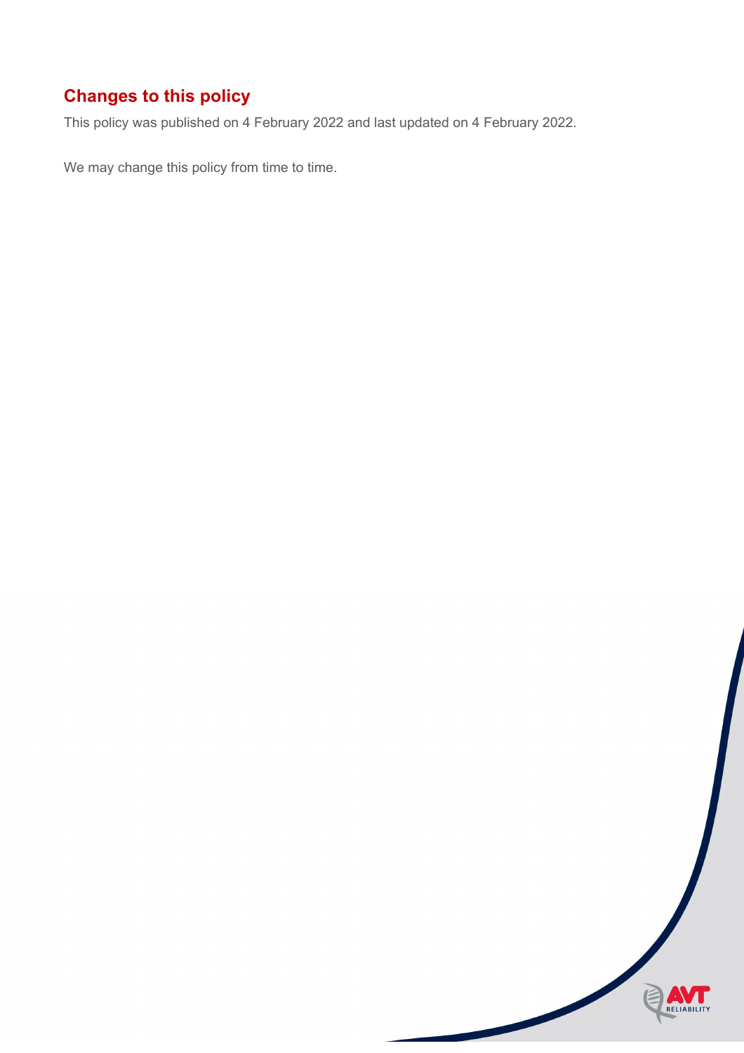## Changes to this policy

This policy was published on 4 February 2022 and last updated on 4 February 2022.

We may change this policy from time to time.